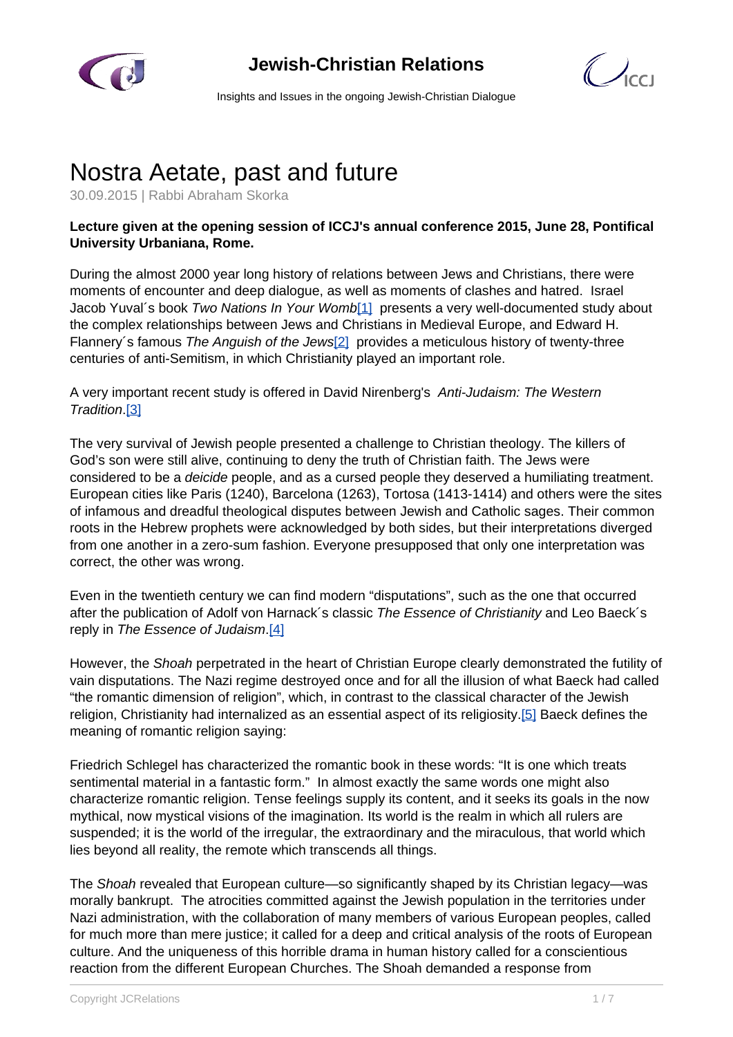# Nostra Aetate, past and future

30.09.2015 | Rabbi Abraham Skorka

**Lecture given at the opening session of ICCJ's annual conference 2015, June 28, Pontifical University Urbaniana, Rome.**

During the almost 2000 year long history of relations between Jews and Christians, there were moments of encounter and deep dialogue, as well as moments of clashes and hatred. Israel Jacob Yuval´s book *Two Nations In Your Womb*[1] presents a very well-documented study about the complex relationships between Jews and Christians in Medieval Europe, and Edward H. Flannery´s famous *The Anguish of the Jews*[2] provides a meticulous history of twenty-three centuries of anti-Semitism, in which Christianity played an important role.

A very important recent study is offered in David Nirenberg's *Anti-Judaism: The Western Tradition*.[3]

The very survival of Jewish people presented a challenge to Christian theology. The killers of God's son were still alive, continuing to deny the truth of Christian faith. The Jews were considered to be a *deicide* people, and as a cursed people they deserved a humiliating treatment. European cities like Paris (1240), Barcelona (1263), Tortosa (1413-1414) and others were the sites of infamous and dreadful theological disputes between Jewish and Catholic sages. Their common roots in the Hebrew prophets were acknowledged by both sides, but their interpretations diverged from one another in a zero-sum fashion. Everyone presupposed that only one interpretation was correct, the other was wrong.

Even in the twentieth century we can find modern "disputations", such as the one that occurred after the publication of Adolf von Harnack´s classic *The Essence of Christianity* and Leo Baeck´s reply in *The Essence of Judaism*.[4]

However, the *Shoah* perpetrated in the heart of Christian Europe clearly demonstrated the futility of vain disputations. The Nazi regime destroyed once and for all the illusion of what Baeck had called "the romantic dimension of religion", which, in contrast to the classical character of the Jewish religion, Christianity had internalized as an essential aspect of its religiosity.[5] Baeck defines the meaning of romantic religion saying:

Friedrich Schlegel has characterized the romantic book in these words: "It is one which treats sentimental material in a fantastic form." In almost exactly the same words one might also characterize romantic religion. Tense feelings supply its content, and it seeks its goals in the now mythical, now mystical visions of the imagination. Its world is the realm in which all rulers are suspended; it is the world of the irregular, the extraordinary and the miraculous, that world which lies beyond all reality, the remote which transcends all things.

The *Shoah* revealed that European culture—so significantly shaped by its Christian legacy—was morally bankrupt. The atrocities committed against the Jewish population in the territories under Nazi administration, with the collaboration of many members of various European peoples, called for much more than mere justice; it called for a deep and critical analysis of the roots of European culture. And the uniqueness of this horrible drama in human history called for a conscientious reaction from the different European Churches. The Shoah demanded a response from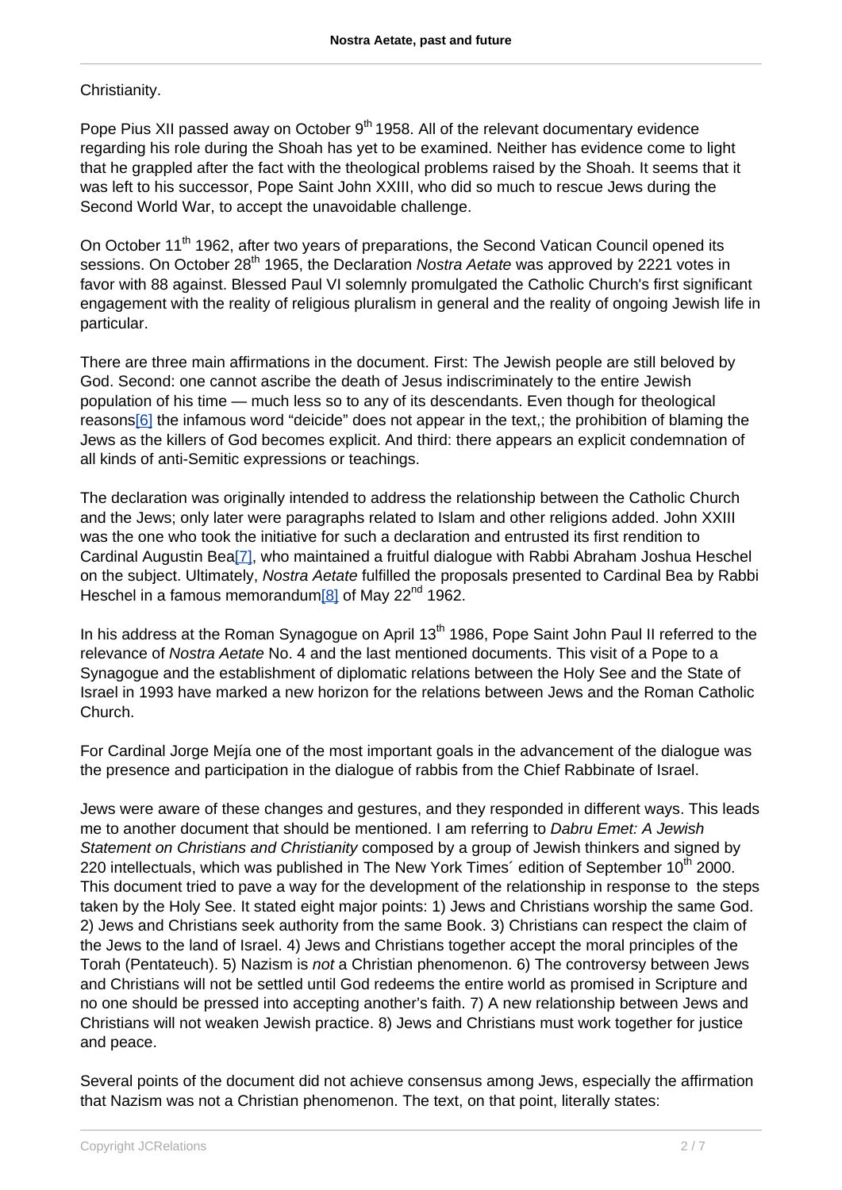Christianity.

Pope Pius XII passed away on October 9th 1958. All of the relevant documentary evidence regarding his role during the Shoah has yet to be examined. Neither has evidence come to light that he grappled after the fact with the theological problems raised by the Shoah. It seems that it was left to his successor, Pope Saint John XXIII, who did so much to rescue Jews during the Second World War, to accept the unavoidable challenge.

On October 11th 1962, after two years of preparations, the Second Vatican Council opened its sessions. On October 28th 1965, the Declaration *Nostra Aetate* was approved by 2221 votes in favor with 88 against. Blessed Paul VI solemnly promulgated the Catholic Church's first significant engagement with the reality of religious pluralism in general and the reality of ongoing Jewish life in particular.

There are three main affirmations in the document. First: The Jewish people are still beloved by God. Second: one cannot ascribe the death of Jesus indiscriminately to the entire Jewish population of his time — much less so to any of its descendants. Even though for theological reasons[6] the infamous word "deicide" does not appear in the text,; the prohibition of blaming the Jews as the killers of God becomes explicit. And third: there appears an explicit condemnation of all kinds of anti-Semitic expressions or teachings.

The declaration was originally intended to address the relationship between the Catholic Church and the Jews; only later were paragraphs related to Islam and other religions added. John XXIII was the one who took the initiative for such a declaration and entrusted its first rendition to Cardinal Augustin Bea[7], who maintained a fruitful dialogue with Rabbi Abraham Joshua Heschel on the subject. Ultimately, *Nostra Aetate* fulfilled the proposals presented to Cardinal Bea by Rabbi Heschel in a famous memorandum[8] of May 22nd 1962.

In his address at the Roman Synagogue on April 13th 1986, Pope Saint John Paul II referred to the relevance of *Nostra Aetate* No. 4 and the last mentioned documents. This visit of a Pope to a Synagogue and the establishment of diplomatic relations between the Holy See and the State of Israel in 1993 have marked a new horizon for the relations between Jews and the Roman Catholic Church.

For Cardinal Jorge Mejía one of the most important goals in the advancement of the dialogue was the presence and participation in the dialogue of rabbis from the Chief Rabbinate of Israel.

Jews were aware of these changes and gestures, and they responded in different ways. This leads me to another document that should be mentioned. I am referring to *Dabru Emet: A Jewish Statement on Christians and Christianity* composed by a group of Jewish thinkers and signed by 220 intellectuals, which was published in The New York Times´ edition of September 10th 2000. This document tried to pave a way for the development of the relationship in response to the steps taken by the Holy See. It stated eight major points: 1) Jews and Christians worship the same God. 2) Jews and Christians seek authority from the same Book. 3) Christians can respect the claim of the Jews to the land of Israel. 4) Jews and Christians together accept the moral principles of the Torah (Pentateuch). 5) Nazism is *not* a Christian phenomenon. 6) The controversy between Jews and Christians will not be settled until God redeems the entire world as promised in Scripture and no one should be pressed into accepting another's faith. 7) A new relationship between Jews and Christians will not weaken Jewish practice. 8) Jews and Christians must work together for justice and peace.

Several points of the document did not achieve consensus among Jews, especially the affirmation that Nazism was not a Christian phenomenon. The text, on that point, literally states: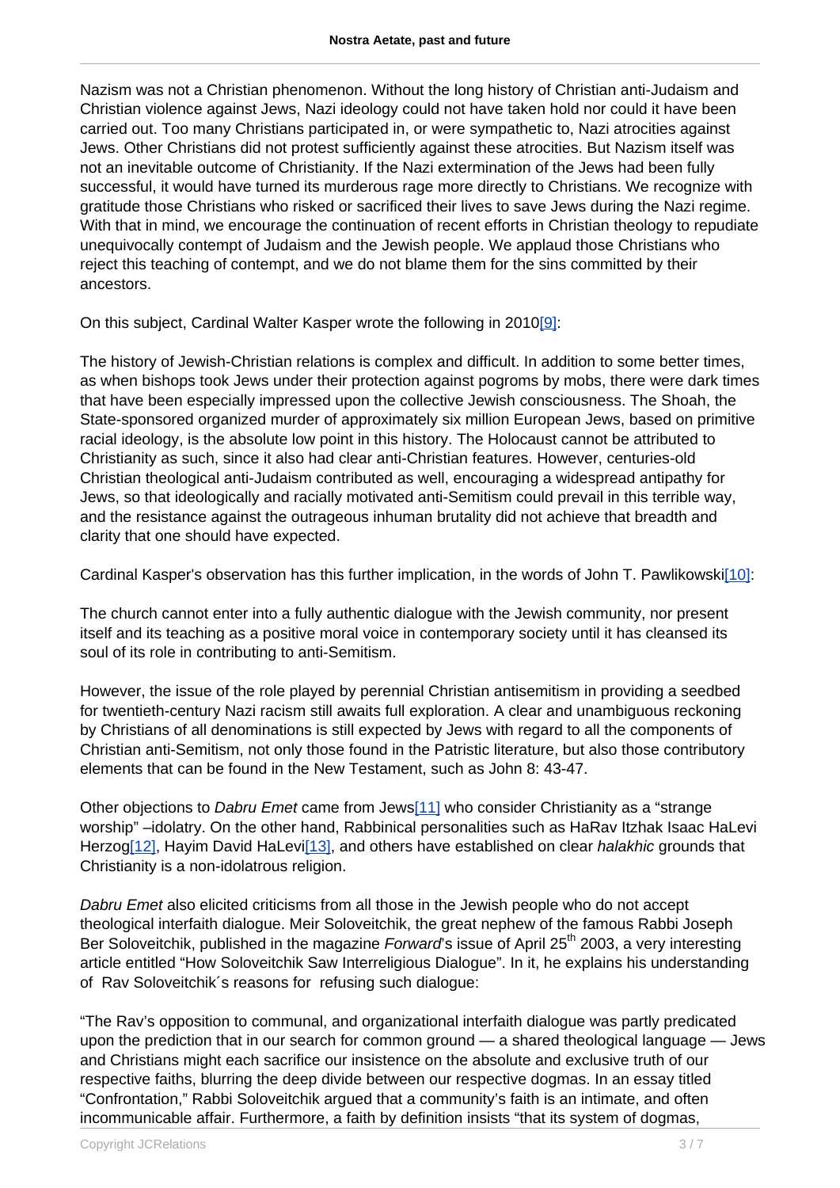Nazism was not a Christian phenomenon. Without the long history of Christian anti-Judaism and Christian violence against Jews, Nazi ideology could not have taken hold nor could it have been carried out. Too many Christians participated in, or were sympathetic to, Nazi atrocities against Jews. Other Christians did not protest sufficiently against these atrocities. But Nazism itself was not an inevitable outcome of Christianity. If the Nazi extermination of the Jews had been fully successful, it would have turned its murderous rage more directly to Christians. We recognize with gratitude those Christians who risked or sacrificed their lives to save Jews during the Nazi regime. With that in mind, we encourage the continuation of recent efforts in Christian theology to repudiate unequivocally contempt of Judaism and the Jewish people. We applaud those Christians who reject this teaching of contempt, and we do not blame them for the sins committed by their ancestors.

On this subject, Cardinal Walter Kasper wrote the following in 2010[9]:

The history of Jewish-Christian relations is complex and difficult. In addition to some better times, as when bishops took Jews under their protection against pogroms by mobs, there were dark times that have been especially impressed upon the collective Jewish consciousness. The Shoah, the State-sponsored organized murder of approximately six million European Jews, based on primitive racial ideology, is the absolute low point in this history. The Holocaust cannot be attributed to Christianity as such, since it also had clear anti-Christian features. However, centuries-old Christian theological anti-Judaism contributed as well, encouraging a widespread antipathy for Jews, so that ideologically and racially motivated anti-Semitism could prevail in this terrible way, and the resistance against the outrageous inhuman brutality did not achieve that breadth and clarity that one should have expected.

Cardinal Kasper's observation has this further implication, in the words of John T. Pawlikowski[10]:

The church cannot enter into a fully authentic dialogue with the Jewish community, nor present itself and its teaching as a positive moral voice in contemporary society until it has cleansed its soul of its role in contributing to anti-Semitism.

However, the issue of the role played by perennial Christian antisemitism in providing a seedbed for twentieth-century Nazi racism still awaits full exploration. A clear and unambiguous reckoning by Christians of all denominations is still expected by Jews with regard to all the components of Christian anti-Semitism, not only those found in the Patristic literature, but also those contributory elements that can be found in the New Testament, such as John 8: 43-47.

Other objections to *Dabru Emet* came from Jews[11] who consider Christianity as a "strange worship" –idolatry. On the other hand, Rabbinical personalities such as HaRav Itzhak Isaac HaLevi Herzog[12], Hayim David HaLevi[13], and others have established on clear *halakhic* grounds that Christianity is a non-idolatrous religion.

*Dabru Emet* also elicited criticisms from all those in the Jewish people who do not accept theological interfaith dialogue. Meir Soloveitchik, the great nephew of the famous Rabbi Joseph Ber Soloveitchik, published in the magazine *Forward*'s issue of April 25th 2003, a very interesting article entitled "How Soloveitchik Saw Interreligious Dialogue". In it, he explains his understanding of Rav Soloveitchik´s reasons for refusing such dialogue:

"The Rav's opposition to communal, and organizational interfaith dialogue was partly predicated upon the prediction that in our search for common ground — a shared theological language — Jews and Christians might each sacrifice our insistence on the absolute and exclusive truth of our respective faiths, blurring the deep divide between our respective dogmas. In an essay titled "Confrontation," Rabbi Soloveitchik argued that a community's faith is an intimate, and often incommunicable affair. Furthermore, a faith by definition insists "that its system of dogmas,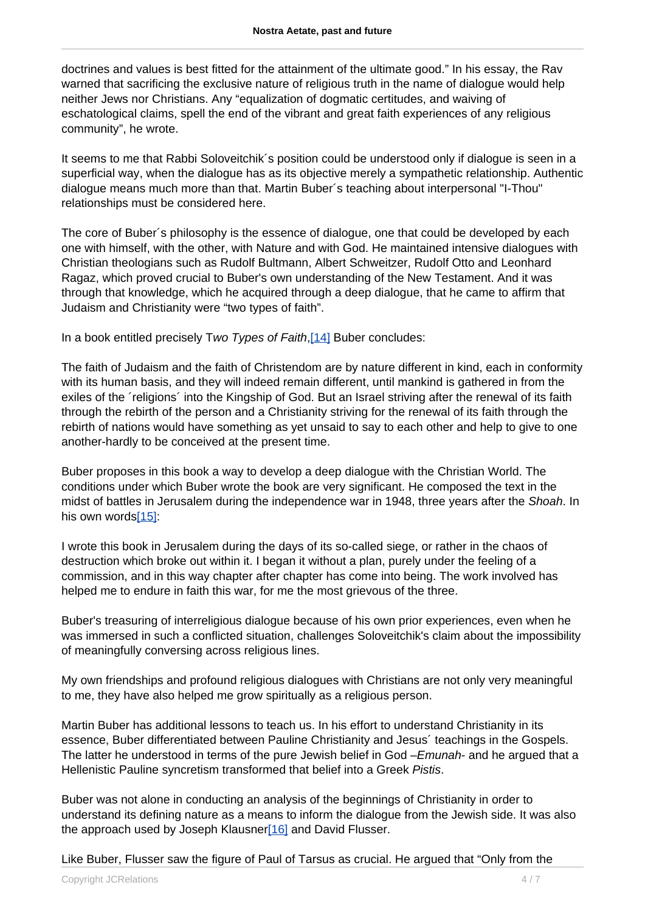doctrines and values is best fitted for the attainment of the ultimate good." In his essay, the Rav warned that sacrificing the exclusive nature of religious truth in the name of dialogue would help neither Jews nor Christians. Any "equalization of dogmatic certitudes, and waiving of eschatological claims, spell the end of the vibrant and great faith experiences of any religious community", he wrote.

It seems to me that Rabbi Soloveitchik´s position could be understood only if dialogue is seen in a superficial way, when the dialogue has as its objective merely a sympathetic relationship. Authentic dialogue means much more than that. Martin Buber´s teaching about interpersonal "I-Thou" relationships must be considered here.

The core of Buber´s philosophy is the essence of dialogue, one that could be developed by each one with himself, with the other, with Nature and with God. He maintained intensive dialogues with Christian theologians such as Rudolf Bultmann, Albert Schweitzer, Rudolf Otto and Leonhard Ragaz, which proved crucial to Buber's own understanding of the New Testament. And it was through that knowledge, which he acquired through a deep dialogue, that he came to affirm that Judaism and Christianity were "two types of faith".

In a book entitled precisely T*wo Types of Faith*,[14] Buber concludes:

The faith of Judaism and the faith of Christendom are by nature different in kind, each in conformity with its human basis, and they will indeed remain different, until mankind is gathered in from the exiles of the ´religions´ into the Kingship of God. But an Israel striving after the renewal of its faith through the rebirth of the person and a Christianity striving for the renewal of its faith through the rebirth of nations would have something as yet unsaid to say to each other and help to give to one another-hardly to be conceived at the present time.

Buber proposes in this book a way to develop a deep dialogue with the Christian World. The conditions under which Buber wrote the book are very significant. He composed the text in the midst of battles in Jerusalem during the independence war in 1948, three years after the *Shoah*. In his own words[15]:

I wrote this book in Jerusalem during the days of its so-called siege, or rather in the chaos of destruction which broke out within it. I began it without a plan, purely under the feeling of a commission, and in this way chapter after chapter has come into being. The work involved has helped me to endure in faith this war, for me the most grievous of the three.

Buber's treasuring of interreligious dialogue because of his own prior experiences, even when he was immersed in such a conflicted situation, challenges Soloveitchik's claim about the impossibility of meaningfully conversing across religious lines.

My own friendships and profound religious dialogues with Christians are not only very meaningful to me, they have also helped me grow spiritually as a religious person.

Martin Buber has additional lessons to teach us. In his effort to understand Christianity in its essence, Buber differentiated between Pauline Christianity and Jesus´ teachings in the Gospels. The latter he understood in terms of the pure Jewish belief in God –*Emunah*- and he argued that a Hellenistic Pauline syncretism transformed that belief into a Greek *Pistis*.

Buber was not alone in conducting an analysis of the beginnings of Christianity in order to understand its defining nature as a means to inform the dialogue from the Jewish side. It was also the approach used by Joseph Klausner[16] and David Flusser.

Like Buber, Flusser saw the figure of Paul of Tarsus as crucial. He argued that "Only from the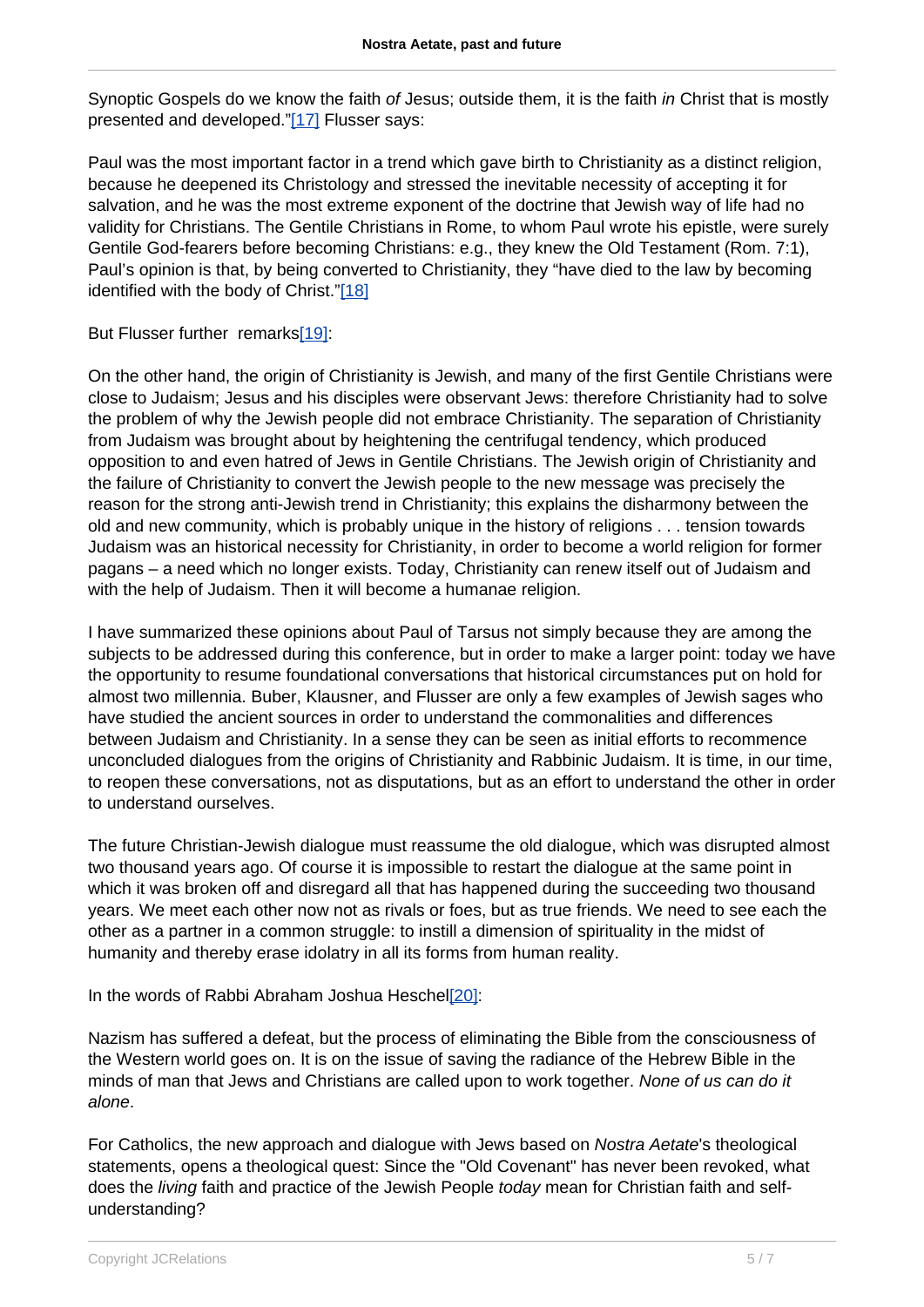Synoptic Gospels do we know the faith *of* Jesus; outside them, it is the faith *in* Christ that is mostly presented and developed."[17] Flusser says:

Paul was the most important factor in a trend which gave birth to Christianity as a distinct religion, because he deepened its Christology and stressed the inevitable necessity of accepting it for salvation, and he was the most extreme exponent of the doctrine that Jewish way of life had no validity for Christians. The Gentile Christians in Rome, to whom Paul wrote his epistle, were surely Gentile God-fearers before becoming Christians: e.g., they knew the Old Testament (Rom. 7:1), Paul's opinion is that, by being converted to Christianity, they "have died to the law by becoming identified with the body of Christ."[18]

But Flusser further remarks[19]:

On the other hand, the origin of Christianity is Jewish, and many of the first Gentile Christians were close to Judaism; Jesus and his disciples were observant Jews: therefore Christianity had to solve the problem of why the Jewish people did not embrace Christianity. The separation of Christianity from Judaism was brought about by heightening the centrifugal tendency, which produced opposition to and even hatred of Jews in Gentile Christians. The Jewish origin of Christianity and the failure of Christianity to convert the Jewish people to the new message was precisely the reason for the strong anti-Jewish trend in Christianity; this explains the disharmony between the old and new community, which is probably unique in the history of religions . . . tension towards Judaism was an historical necessity for Christianity, in order to become a world religion for former pagans – a need which no longer exists. Today, Christianity can renew itself out of Judaism and with the help of Judaism. Then it will become a humanae religion.

I have summarized these opinions about Paul of Tarsus not simply because they are among the subjects to be addressed during this conference, but in order to make a larger point: today we have the opportunity to resume foundational conversations that historical circumstances put on hold for almost two millennia. Buber, Klausner, and Flusser are only a few examples of Jewish sages who have studied the ancient sources in order to understand the commonalities and differences between Judaism and Christianity. In a sense they can be seen as initial efforts to recommence unconcluded dialogues from the origins of Christianity and Rabbinic Judaism. It is time, in our time, to reopen these conversations, not as disputations, but as an effort to understand the other in order to understand ourselves.

The future Christian-Jewish dialogue must reassume the old dialogue, which was disrupted almost two thousand years ago. Of course it is impossible to restart the dialogue at the same point in which it was broken off and disregard all that has happened during the succeeding two thousand years. We meet each other now not as rivals or foes, but as true friends. We need to see each the other as a partner in a common struggle: to instill a dimension of spirituality in the midst of humanity and thereby erase idolatry in all its forms from human reality.

In the words of Rabbi Abraham Joshua Heschel[20]:

Nazism has suffered a defeat, but the process of eliminating the Bible from the consciousness of the Western world goes on. It is on the issue of saving the radiance of the Hebrew Bible in the minds of man that Jews and Christians are called upon to work together. *None of us can do it alone*.

For Catholics, the new approach and dialogue with Jews based on *Nostra Aetate*'s theological statements, opens a theological quest: Since the "Old Covenant" has never been revoked, what does the *living* faith and practice of the Jewish People *today* mean for Christian faith and self-understanding?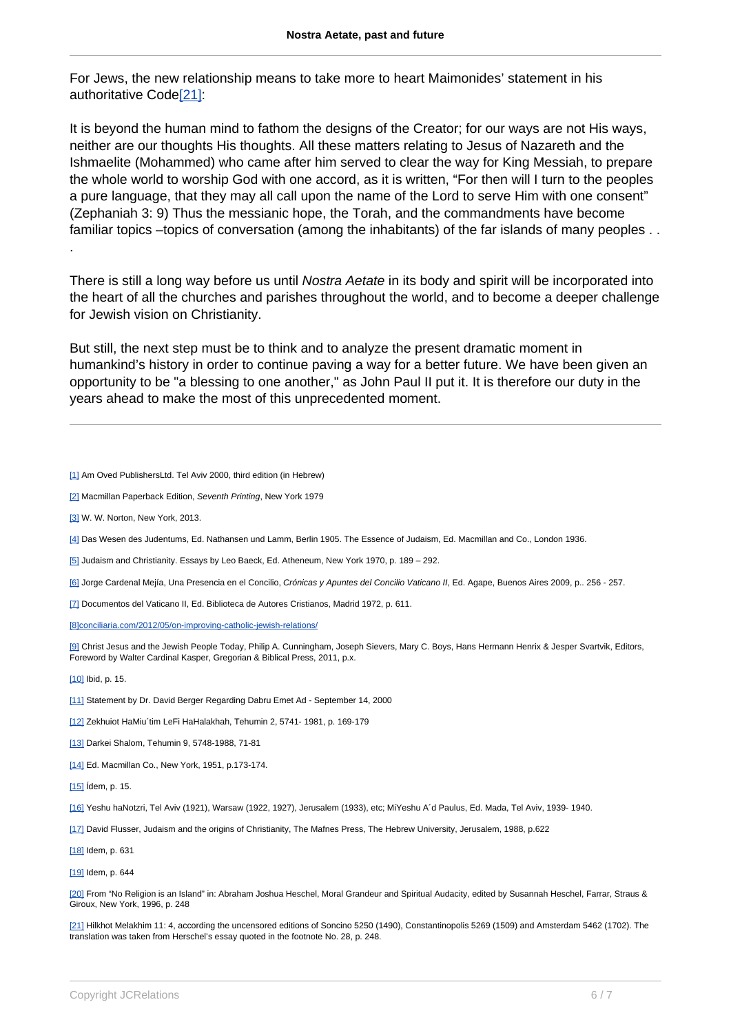For Jews, the new relationship means to take more to heart Maimonides' statement in his authoritative Code[21]:

It is beyond the human mind to fathom the designs of the Creator; for our ways are not His ways, neither are our thoughts His thoughts. All these matters relating to Jesus of Nazareth and the Ishmaelite (Mohammed) who came after him served to clear the way for King Messiah, to prepare the whole world to worship God with one accord, as it is written, "For then will I turn to the peoples a pure language, that they may all call upon the name of the Lord to serve Him with one consent" (Zephaniah 3: 9) Thus the messianic hope, the Torah, and the commandments have become familiar topics –topics of conversation (among the inhabitants) of the far islands of many peoples . . .

There is still a long way before us until *Nostra Aetate* in its body and spirit will be incorporated into the heart of all the churches and parishes throughout the world, and to become a deeper challenge for Jewish vision on Christianity.

But still, the next step must be to think and to analyze the present dramatic moment in humankind's history in order to continue paving a way for a better future. We have been given an opportunity to be "a blessing to one another," as John Paul II put it. It is therefore our duty in the years ahead to make the most of this unprecedented moment.

---

[1] Am Oved PublishersLtd. Tel Aviv 2000, third edition (in Hebrew)

[2] Macmillan Paperback Edition, *Seventh Printing*, New York 1979

[3] W. W. Norton, New York, 2013.

[4] Das Wesen des Judentums, Ed. Nathansen und Lamm, Berlin 1905. The Essence of Judaism, Ed. Macmillan and Co., London 1936.

[5] Judaism and Christianity. Essays by Leo Baeck, Ed. Atheneum, New York 1970, p. 189 – 292.

[6] Jorge Cardenal Mejía, Una Presencia en el Concilio, *Crónicas y Apuntes del Concilio Vaticano II*, Ed. Agape, Buenos Aires 2009, p.. 256 - 257.

[7] Documentos del Vaticano II, Ed. Biblioteca de Autores Cristianos, Madrid 1972, p. 611.

[8]conciliaria.com/2012/05/on-improving-catholic-jewish-relations/

[9] Christ Jesus and the Jewish People Today, Philip A. Cunningham, Joseph Sievers, Mary C. Boys, Hans Hermann Henrix & Jesper Svartvik, Editors, Foreword by Walter Cardinal Kasper, Gregorian & Biblical Press, 2011, p.x.

[10] Ibid, p. 15.

[11] Statement by Dr. David Berger Regarding Dabru Emet Ad - September 14, 2000

[12] Zekhuiot HaMiu´tim LeFi HaHalakhah, Tehumin 2, 5741- 1981, p. 169-179

[13] Darkei Shalom, Tehumin 9, 5748-1988, 71-81

[14] Ed. Macmillan Co., New York, 1951, p.173-174.

[15] Ídem, p. 15.

[16] Yeshu haNotzri, Tel Aviv (1921), Warsaw (1922, 1927), Jerusalem (1933), etc; MiYeshu A´d Paulus, Ed. Mada, Tel Aviv, 1939- 1940.

[17] David Flusser, Judaism and the origins of Christianity, The Mafnes Press, The Hebrew University, Jerusalem, 1988, p.622

[18] Idem, p. 631

[19] Idem, p. 644

[20] From "No Religion is an Island" in: Abraham Joshua Heschel, Moral Grandeur and Spiritual Audacity, edited by Susannah Heschel, Farrar, Straus & Giroux, New York, 1996, p. 248

[21] Hilkhot Melakhim 11: 4, according the uncensored editions of Soncino 5250 (1490), Constantinopolis 5269 (1509) and Amsterdam 5462 (1702). The translation was taken from Herschel's essay quoted in the footnote No. 28, p. 248.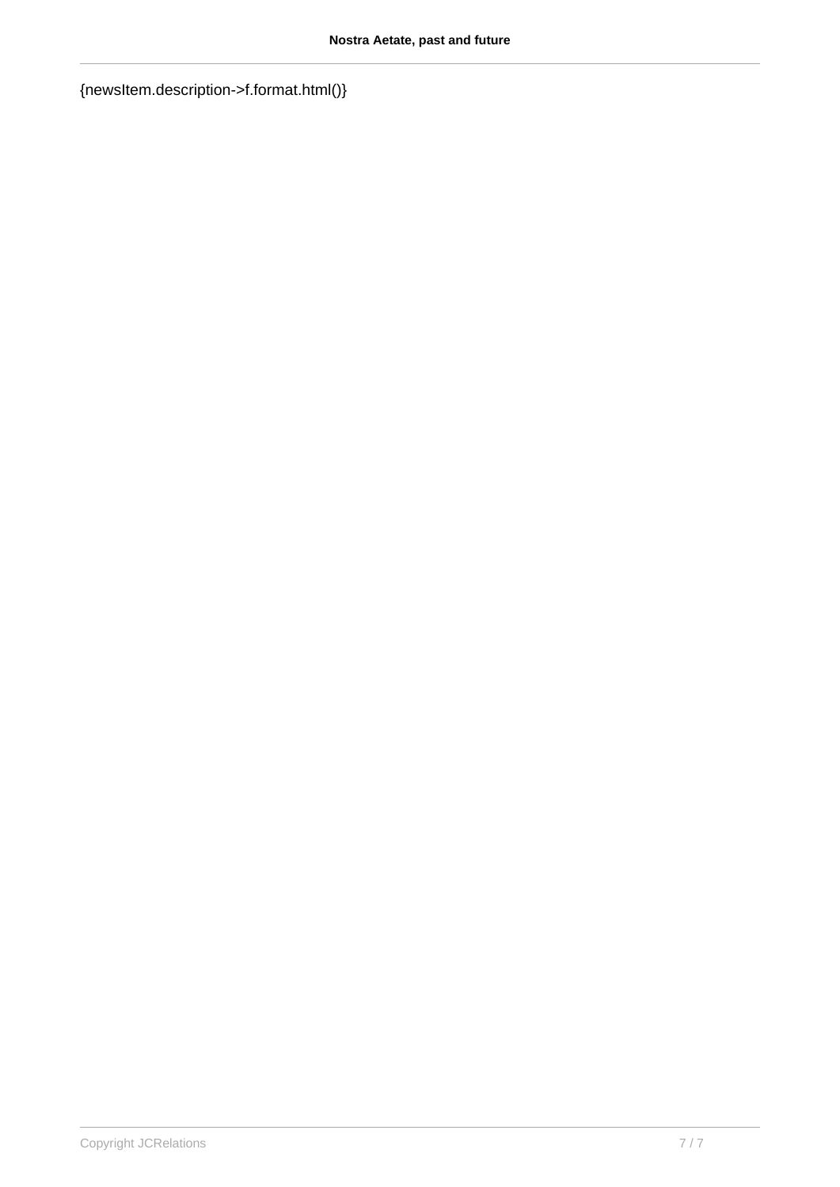{newsItem.description->f.format.html()}